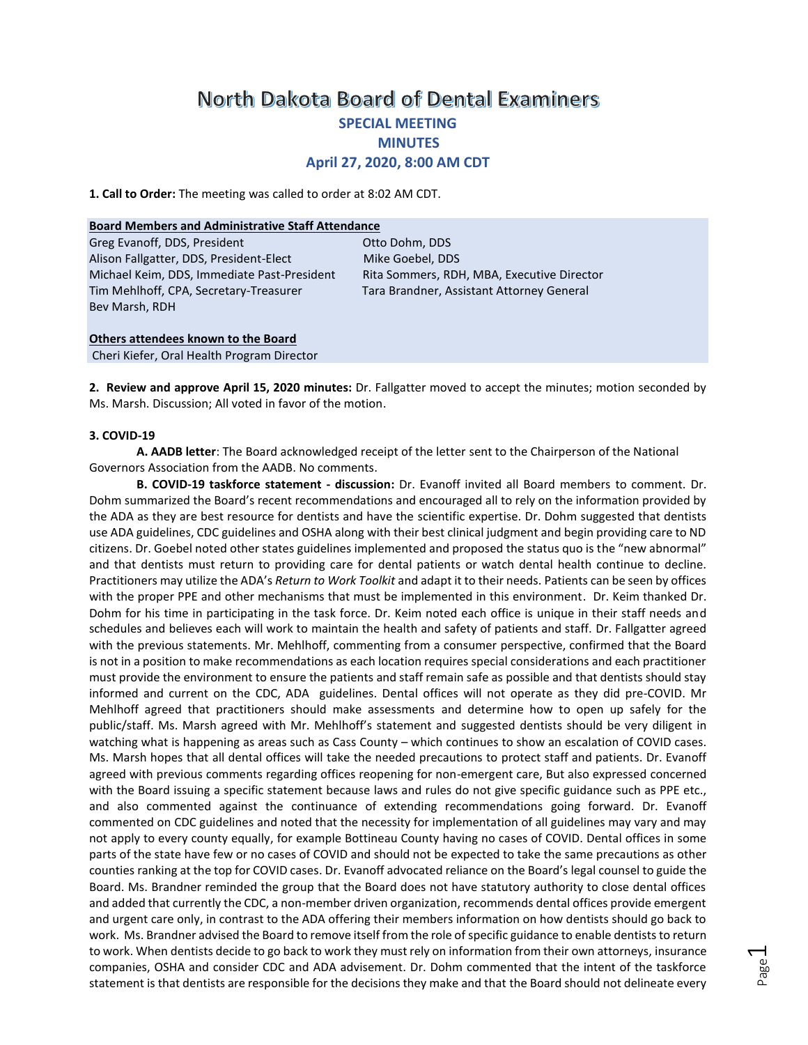# North Dakota Board of Dental Examiners

## SPECIAL MEETING

## MINUTES

## April 27, 2020, 8:00 AM CDT

**1. Call to Order:** The meeting was called to order at 8:02 AM CDT.

**Board Members and Administrative Staff Attendance**

Greg Evanoff, DDS, President
Alison Fallgatter, DDS, President-Elect
Michael Keim, DDS, Immediate Past-President
Tim Mehlhoff, CPA, Secretary-Treasurer
Bev Marsh, RDH
Otto Dohm, DDS
Mike Goebel, DDS
Rita Sommers, RDH, MBA, Executive Director
Tara Brandner, Assistant Attorney General

**Others attendees known to the Board**

Cheri Kiefer, Oral Health Program Director

**2. Review and approve April 15, 2020 minutes:** Dr. Fallgatter moved to accept the minutes; motion seconded by Ms. Marsh. Discussion; All voted in favor of the motion.

**3. COVID-19**

**A. AADB letter**: The Board acknowledged receipt of the letter sent to the Chairperson of the National Governors Association from the AADB. No comments.

**B. COVID-19 taskforce statement - discussion:** Dr. Evanoff invited all Board members to comment. Dr. Dohm summarized the Board's recent recommendations and encouraged all to rely on the information provided by the ADA as they are best resource for dentists and have the scientific expertise. Dr. Dohm suggested that dentists use ADA guidelines, CDC guidelines and OSHA along with their best clinical judgment and begin providing care to ND citizens. Dr. Goebel noted other states guidelines implemented and proposed the status quo is the "new abnormal" and that dentists must return to providing care for dental patients or watch dental health continue to decline. Practitioners may utilize the ADA's *Return to Work Toolkit* and adapt it to their needs. Patients can be seen by offices with the proper PPE and other mechanisms that must be implemented in this environment. Dr. Keim thanked Dr. Dohm for his time in participating in the task force. Dr. Keim noted each office is unique in their staff needs and schedules and believes each will work to maintain the health and safety of patients and staff. Dr. Fallgatter agreed with the previous statements. Mr. Mehlhoff, commenting from a consumer perspective, confirmed that the Board is not in a position to make recommendations as each location requires special considerations and each practitioner must provide the environment to ensure the patients and staff remain safe as possible and that dentists should stay informed and current on the CDC, ADA guidelines. Dental offices will not operate as they did pre-COVID. Mr Mehlhoff agreed that practitioners should make assessments and determine how to open up safely for the public/staff. Ms. Marsh agreed with Mr. Mehlhoff's statement and suggested dentists should be very diligent in watching what is happening as areas such as Cass County – which continues to show an escalation of COVID cases. Ms. Marsh hopes that all dental offices will take the needed precautions to protect staff and patients. Dr. Evanoff agreed with previous comments regarding offices reopening for non-emergent care, But also expressed concerned with the Board issuing a specific statement because laws and rules do not give specific guidance such as PPE etc., and also commented against the continuance of extending recommendations going forward. Dr. Evanoff commented on CDC guidelines and noted that the necessity for implementation of all guidelines may vary and may not apply to every county equally, for example Bottineau County having no cases of COVID. Dental offices in some parts of the state have few or no cases of COVID and should not be expected to take the same precautions as other counties ranking at the top for COVID cases. Dr. Evanoff advocated reliance on the Board's legal counsel to guide the Board. Ms. Brandner reminded the group that the Board does not have statutory authority to close dental offices and added that currently the CDC, a non-member driven organization, recommends dental offices provide emergent and urgent care only, in contrast to the ADA offering their members information on how dentists should go back to work. Ms. Brandner advised the Board to remove itself from the role of specific guidance to enable dentists to return to work. When dentists decide to go back to work they must rely on information from their own attorneys, insurance companies, OSHA and consider CDC and ADA advisement. Dr. Dohm commented that the intent of the taskforce statement is that dentists are responsible for the decisions they make and that the Board should not delineate every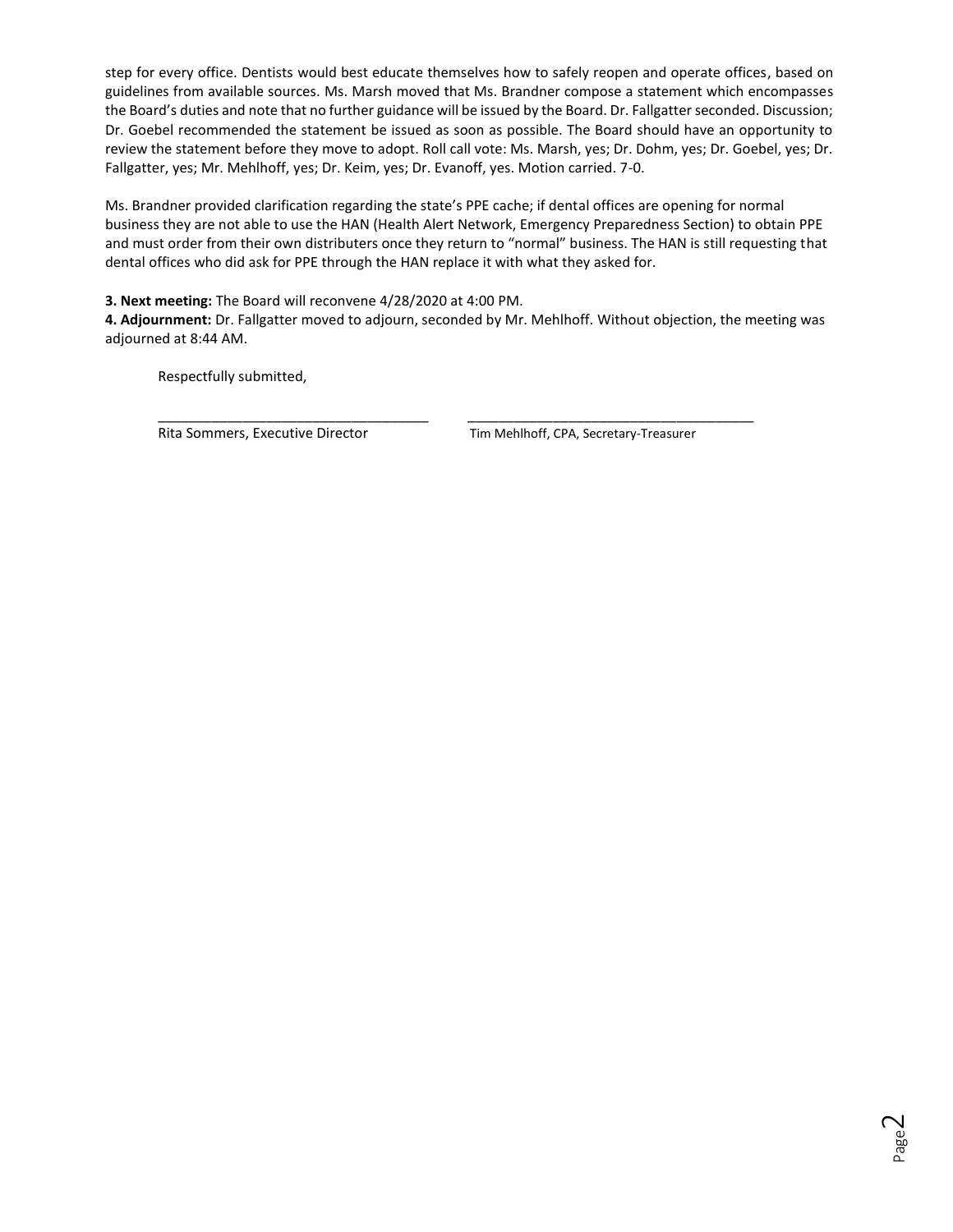step for every office. Dentists would best educate themselves how to safely reopen and operate offices, based on guidelines from available sources. Ms. Marsh moved that Ms. Brandner compose a statement which encompasses the Board's duties and note that no further guidance will be issued by the Board. Dr. Fallgatter seconded. Discussion; Dr. Goebel recommended the statement be issued as soon as possible. The Board should have an opportunity to review the statement before they move to adopt. Roll call vote: Ms. Marsh, yes; Dr. Dohm, yes; Dr. Goebel, yes; Dr. Fallgatter, yes; Mr. Mehlhoff, yes; Dr. Keim, yes; Dr. Evanoff, yes. Motion carried. 7-0.

Ms. Brandner provided clarification regarding the state's PPE cache; if dental offices are opening for normal business they are not able to use the HAN (Health Alert Network, Emergency Preparedness Section) to obtain PPE and must order from their own distributers once they return to "normal" business. The HAN is still requesting that dental offices who did ask for PPE through the HAN replace it with what they asked for.

**3. Next meeting:** The Board will reconvene 4/28/2020 at 4:00 PM.

**4. Adjournment:** Dr. Fallgatter moved to adjourn, seconded by Mr. Mehlhoff. Without objection, the meeting was adjourned at 8:44 AM.

Respectfully submitted,

\_\_\_\_\_\_\_\_\_\_\_\_\_\_\_\_\_\_\_\_\_\_\_\_\_\_\_\_\_\_\_\_\_\_\_\_ \_\_\_\_\_\_\_\_\_\_\_\_\_\_\_\_\_\_\_\_\_\_\_\_\_\_\_\_\_\_\_\_\_\_\_\_

Rita Sommers, Executive Director Tim Mehlhoff, CPA, Secretary-Treasurer